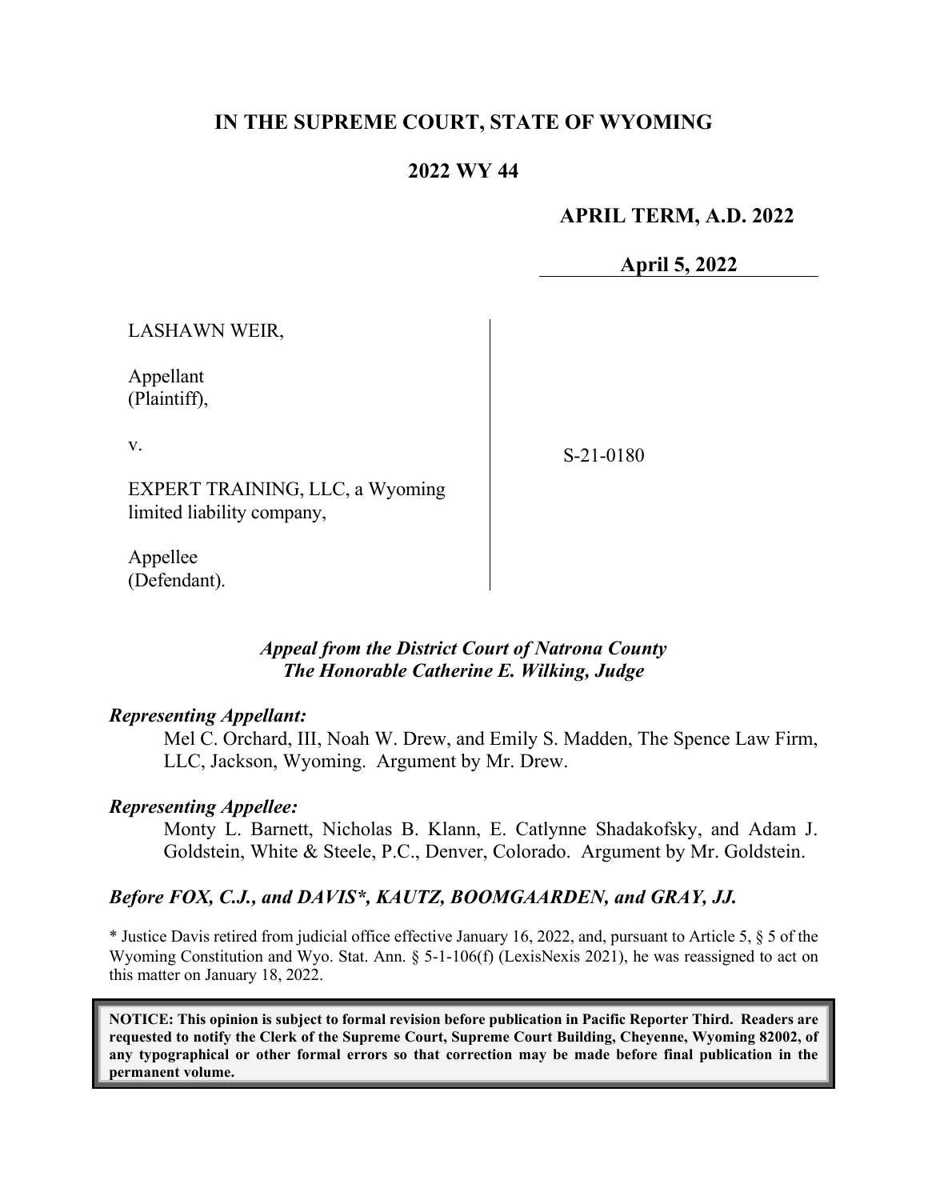# IN THE SUPREME COURT, STATE OF WYOMING

## 2022 WY 44

**APRIL TERM, A.D. 2022**

**April 5, 2022**

| | |
|---|---|
| LASHAWN WEIR,<br><br>Appellant<br>(Plaintiff),<br><br>v.<br><br>EXPERT TRAINING, LLC, a Wyoming limited liability company,<br><br>Appellee<br>(Defendant). | S-21-0180 |

***Appeal from the District Court of Natrona County***
***The Honorable Catherine E. Wilking, Judge***

***Representing Appellant:***

Mel C. Orchard, III, Noah W. Drew, and Emily S. Madden, The Spence Law Firm, LLC, Jackson, Wyoming. Argument by Mr. Drew.

***Representing Appellee:***

Monty L. Barnett, Nicholas B. Klann, E. Catlynne Shadakofsky, and Adam J. Goldstein, White & Steele, P.C., Denver, Colorado. Argument by Mr. Goldstein.

***Before FOX, C.J., and DAVIS\*, KAUTZ, BOOMGAARDEN, and GRAY, JJ.***

\* Justice Davis retired from judicial office effective January 16, 2022, and, pursuant to Article 5, § 5 of the Wyoming Constitution and Wyo. Stat. Ann. § 5-1-106(f) (LexisNexis 2021), he was reassigned to act on this matter on January 18, 2022.

**NOTICE: This opinion is subject to formal revision before publication in Pacific Reporter Third. Readers are requested to notify the Clerk of the Supreme Court, Supreme Court Building, Cheyenne, Wyoming 82002, of any typographical or other formal errors so that correction may be made before final publication in the permanent volume.**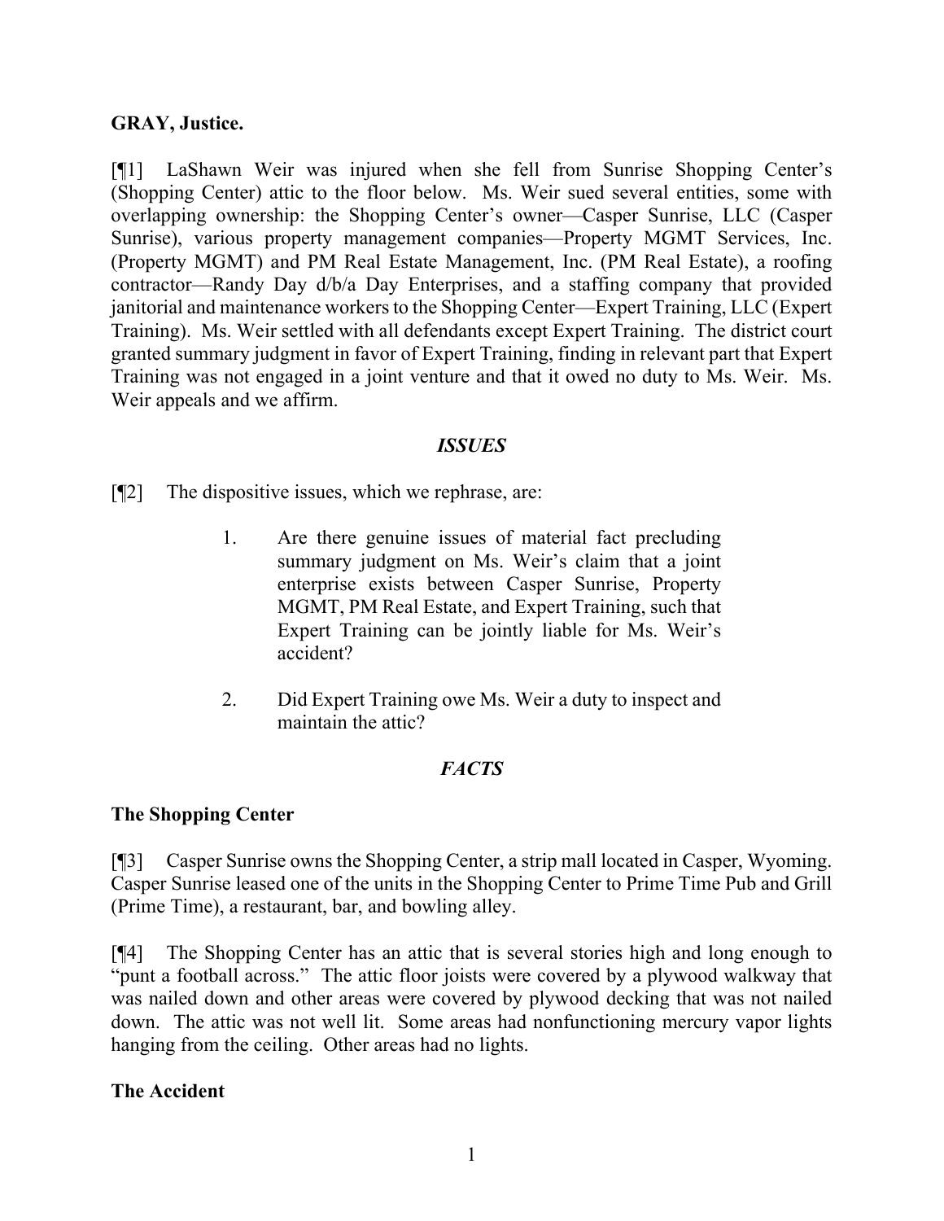**GRAY, Justice.**

[¶1] LaShawn Weir was injured when she fell from Sunrise Shopping Center's (Shopping Center) attic to the floor below. Ms. Weir sued several entities, some with overlapping ownership: the Shopping Center's owner—Casper Sunrise, LLC (Casper Sunrise), various property management companies—Property MGMT Services, Inc. (Property MGMT) and PM Real Estate Management, Inc. (PM Real Estate), a roofing contractor—Randy Day d/b/a Day Enterprises, and a staffing company that provided janitorial and maintenance workers to the Shopping Center—Expert Training, LLC (Expert Training). Ms. Weir settled with all defendants except Expert Training. The district court granted summary judgment in favor of Expert Training, finding in relevant part that Expert Training was not engaged in a joint venture and that it owed no duty to Ms. Weir. Ms. Weir appeals and we affirm.

## *ISSUES*

[¶2] The dispositive issues, which we rephrase, are:

> 1. Are there genuine issues of material fact precluding summary judgment on Ms. Weir's claim that a joint enterprise exists between Casper Sunrise, Property MGMT, PM Real Estate, and Expert Training, such that Expert Training can be jointly liable for Ms. Weir's accident?
>
> 2. Did Expert Training owe Ms. Weir a duty to inspect and maintain the attic?

## *FACTS*

### The Shopping Center

[¶3] Casper Sunrise owns the Shopping Center, a strip mall located in Casper, Wyoming. Casper Sunrise leased one of the units in the Shopping Center to Prime Time Pub and Grill (Prime Time), a restaurant, bar, and bowling alley.

[¶4] The Shopping Center has an attic that is several stories high and long enough to "punt a football across." The attic floor joists were covered by a plywood walkway that was nailed down and other areas were covered by plywood decking that was not nailed down. The attic was not well lit. Some areas had nonfunctioning mercury vapor lights hanging from the ceiling. Other areas had no lights.

### The Accident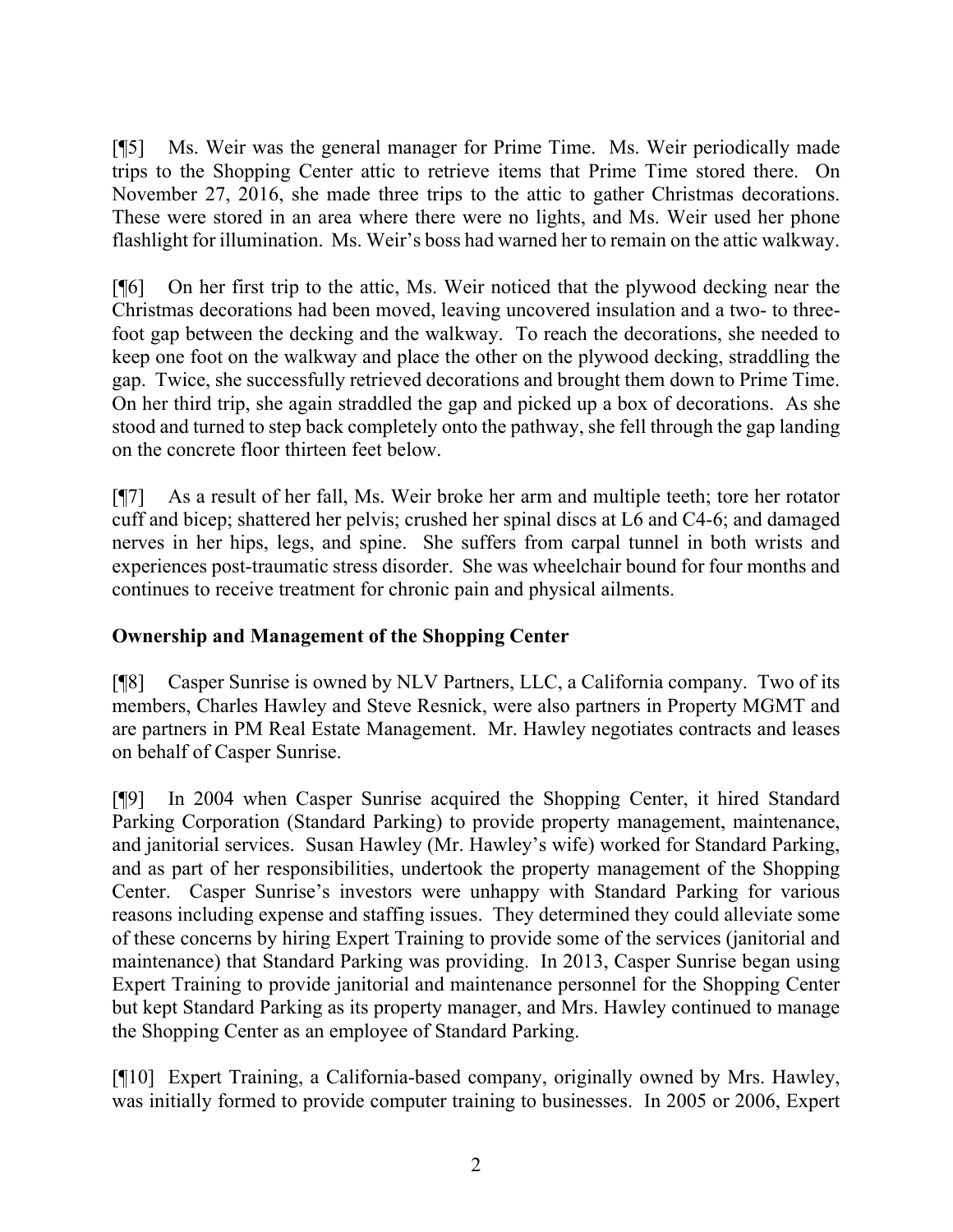[¶5] Ms. Weir was the general manager for Prime Time. Ms. Weir periodically made trips to the Shopping Center attic to retrieve items that Prime Time stored there. On November 27, 2016, she made three trips to the attic to gather Christmas decorations. These were stored in an area where there were no lights, and Ms. Weir used her phone flashlight for illumination. Ms. Weir's boss had warned her to remain on the attic walkway.

[¶6] On her first trip to the attic, Ms. Weir noticed that the plywood decking near the Christmas decorations had been moved, leaving uncovered insulation and a two- to three-foot gap between the decking and the walkway. To reach the decorations, she needed to keep one foot on the walkway and place the other on the plywood decking, straddling the gap. Twice, she successfully retrieved decorations and brought them down to Prime Time. On her third trip, she again straddled the gap and picked up a box of decorations. As she stood and turned to step back completely onto the pathway, she fell through the gap landing on the concrete floor thirteen feet below.

[¶7] As a result of her fall, Ms. Weir broke her arm and multiple teeth; tore her rotator cuff and bicep; shattered her pelvis; crushed her spinal discs at L6 and C4-6; and damaged nerves in her hips, legs, and spine. She suffers from carpal tunnel in both wrists and experiences post-traumatic stress disorder. She was wheelchair bound for four months and continues to receive treatment for chronic pain and physical ailments.

## Ownership and Management of the Shopping Center

[¶8] Casper Sunrise is owned by NLV Partners, LLC, a California company. Two of its members, Charles Hawley and Steve Resnick, were also partners in Property MGMT and are partners in PM Real Estate Management. Mr. Hawley negotiates contracts and leases on behalf of Casper Sunrise.

[¶9] In 2004 when Casper Sunrise acquired the Shopping Center, it hired Standard Parking Corporation (Standard Parking) to provide property management, maintenance, and janitorial services. Susan Hawley (Mr. Hawley's wife) worked for Standard Parking, and as part of her responsibilities, undertook the property management of the Shopping Center. Casper Sunrise's investors were unhappy with Standard Parking for various reasons including expense and staffing issues. They determined they could alleviate some of these concerns by hiring Expert Training to provide some of the services (janitorial and maintenance) that Standard Parking was providing. In 2013, Casper Sunrise began using Expert Training to provide janitorial and maintenance personnel for the Shopping Center but kept Standard Parking as its property manager, and Mrs. Hawley continued to manage the Shopping Center as an employee of Standard Parking.

[¶10] Expert Training, a California-based company, originally owned by Mrs. Hawley, was initially formed to provide computer training to businesses. In 2005 or 2006, Expert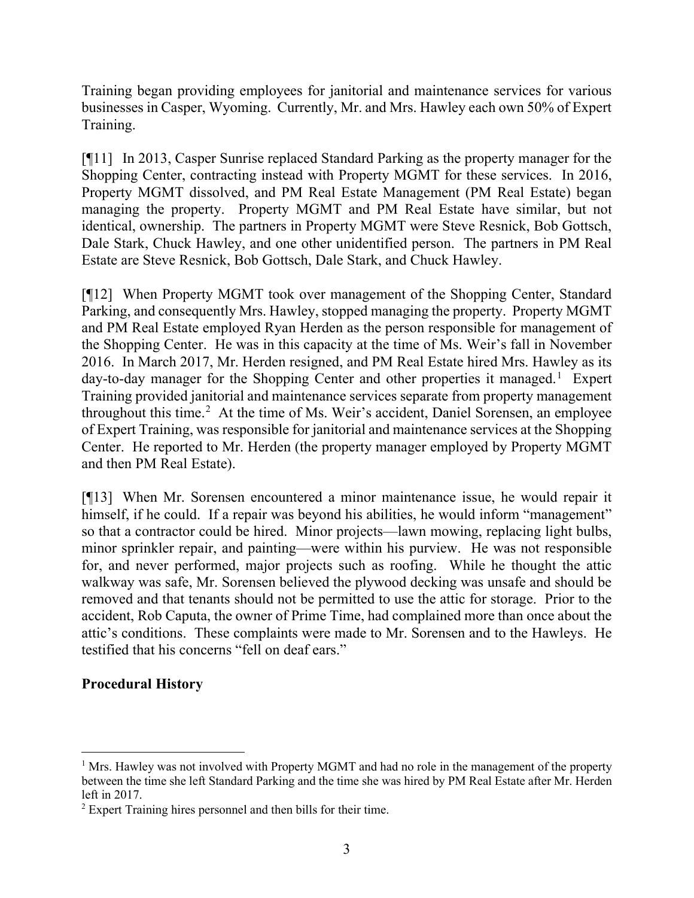Training began providing employees for janitorial and maintenance services for various businesses in Casper, Wyoming. Currently, Mr. and Mrs. Hawley each own 50% of Expert Training.

[¶11] In 2013, Casper Sunrise replaced Standard Parking as the property manager for the Shopping Center, contracting instead with Property MGMT for these services. In 2016, Property MGMT dissolved, and PM Real Estate Management (PM Real Estate) began managing the property. Property MGMT and PM Real Estate have similar, but not identical, ownership. The partners in Property MGMT were Steve Resnick, Bob Gottsch, Dale Stark, Chuck Hawley, and one other unidentified person. The partners in PM Real Estate are Steve Resnick, Bob Gottsch, Dale Stark, and Chuck Hawley.

[¶12] When Property MGMT took over management of the Shopping Center, Standard Parking, and consequently Mrs. Hawley, stopped managing the property. Property MGMT and PM Real Estate employed Ryan Herden as the person responsible for management of the Shopping Center. He was in this capacity at the time of Ms. Weir's fall in November 2016. In March 2017, Mr. Herden resigned, and PM Real Estate hired Mrs. Hawley as its day-to-day manager for the Shopping Center and other properties it managed.[1] Expert Training provided janitorial and maintenance services separate from property management throughout this time.[2] At the time of Ms. Weir's accident, Daniel Sorensen, an employee of Expert Training, was responsible for janitorial and maintenance services at the Shopping Center. He reported to Mr. Herden (the property manager employed by Property MGMT and then PM Real Estate).

[¶13] When Mr. Sorensen encountered a minor maintenance issue, he would repair it himself, if he could. If a repair was beyond his abilities, he would inform "management" so that a contractor could be hired. Minor projects—lawn mowing, replacing light bulbs, minor sprinkler repair, and painting—were within his purview. He was not responsible for, and never performed, major projects such as roofing. While he thought the attic walkway was safe, Mr. Sorensen believed the plywood decking was unsafe and should be removed and that tenants should not be permitted to use the attic for storage. Prior to the accident, Rob Caputa, the owner of Prime Time, had complained more than once about the attic's conditions. These complaints were made to Mr. Sorensen and to the Hawleys. He testified that his concerns "fell on deaf ears."

## Procedural History

[1] Mrs. Hawley was not involved with Property MGMT and had no role in the management of the property between the time she left Standard Parking and the time she was hired by PM Real Estate after Mr. Herden left in 2017.

[2] Expert Training hires personnel and then bills for their time.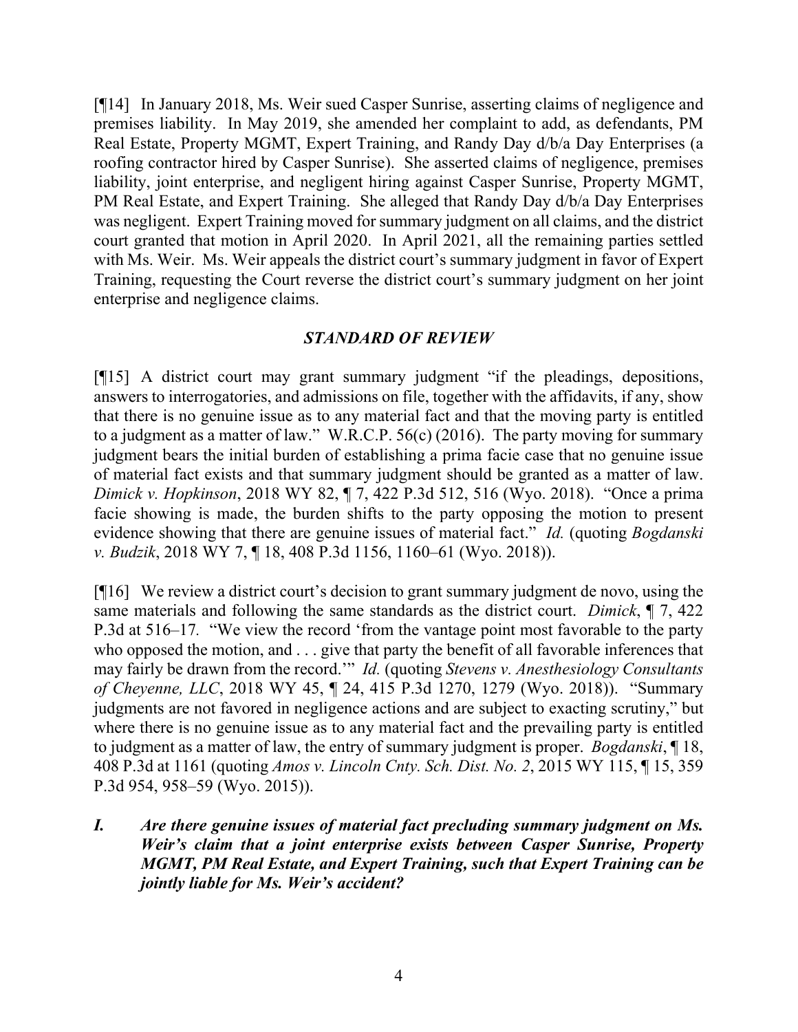[¶14] In January 2018, Ms. Weir sued Casper Sunrise, asserting claims of negligence and premises liability. In May 2019, she amended her complaint to add, as defendants, PM Real Estate, Property MGMT, Expert Training, and Randy Day d/b/a Day Enterprises (a roofing contractor hired by Casper Sunrise). She asserted claims of negligence, premises liability, joint enterprise, and negligent hiring against Casper Sunrise, Property MGMT, PM Real Estate, and Expert Training. She alleged that Randy Day d/b/a Day Enterprises was negligent. Expert Training moved for summary judgment on all claims, and the district court granted that motion in April 2020. In April 2021, all the remaining parties settled with Ms. Weir. Ms. Weir appeals the district court's summary judgment in favor of Expert Training, requesting the Court reverse the district court's summary judgment on her joint enterprise and negligence claims.

## *STANDARD OF REVIEW*

[¶15] A district court may grant summary judgment "if the pleadings, depositions, answers to interrogatories, and admissions on file, together with the affidavits, if any, show that there is no genuine issue as to any material fact and that the moving party is entitled to a judgment as a matter of law." W.R.C.P. 56(c) (2016). The party moving for summary judgment bears the initial burden of establishing a prima facie case that no genuine issue of material fact exists and that summary judgment should be granted as a matter of law. *Dimick v. Hopkinson*, 2018 WY 82, ¶ 7, 422 P.3d 512, 516 (Wyo. 2018). "Once a prima facie showing is made, the burden shifts to the party opposing the motion to present evidence showing that there are genuine issues of material fact." *Id.* (quoting *Bogdanski v. Budzik*, 2018 WY 7, ¶ 18, 408 P.3d 1156, 1160–61 (Wyo. 2018)).

[¶16] We review a district court's decision to grant summary judgment de novo, using the same materials and following the same standards as the district court. *Dimick*, ¶ 7, 422 P.3d at 516–17. "We view the record 'from the vantage point most favorable to the party who opposed the motion, and . . . give that party the benefit of all favorable inferences that may fairly be drawn from the record.'" *Id.* (quoting *Stevens v. Anesthesiology Consultants of Cheyenne, LLC*, 2018 WY 45, ¶ 24, 415 P.3d 1270, 1279 (Wyo. 2018)). "Summary judgments are not favored in negligence actions and are subject to exacting scrutiny," but where there is no genuine issue as to any material fact and the prevailing party is entitled to judgment as a matter of law, the entry of summary judgment is proper. *Bogdanski*, ¶ 18, 408 P.3d at 1161 (quoting *Amos v. Lincoln Cnty. Sch. Dist. No. 2*, 2015 WY 115, ¶ 15, 359 P.3d 954, 958–59 (Wyo. 2015)).

### ***I. Are there genuine issues of material fact precluding summary judgment on Ms. Weir's claim that a joint enterprise exists between Casper Sunrise, Property MGMT, PM Real Estate, and Expert Training, such that Expert Training can be jointly liable for Ms. Weir's accident?***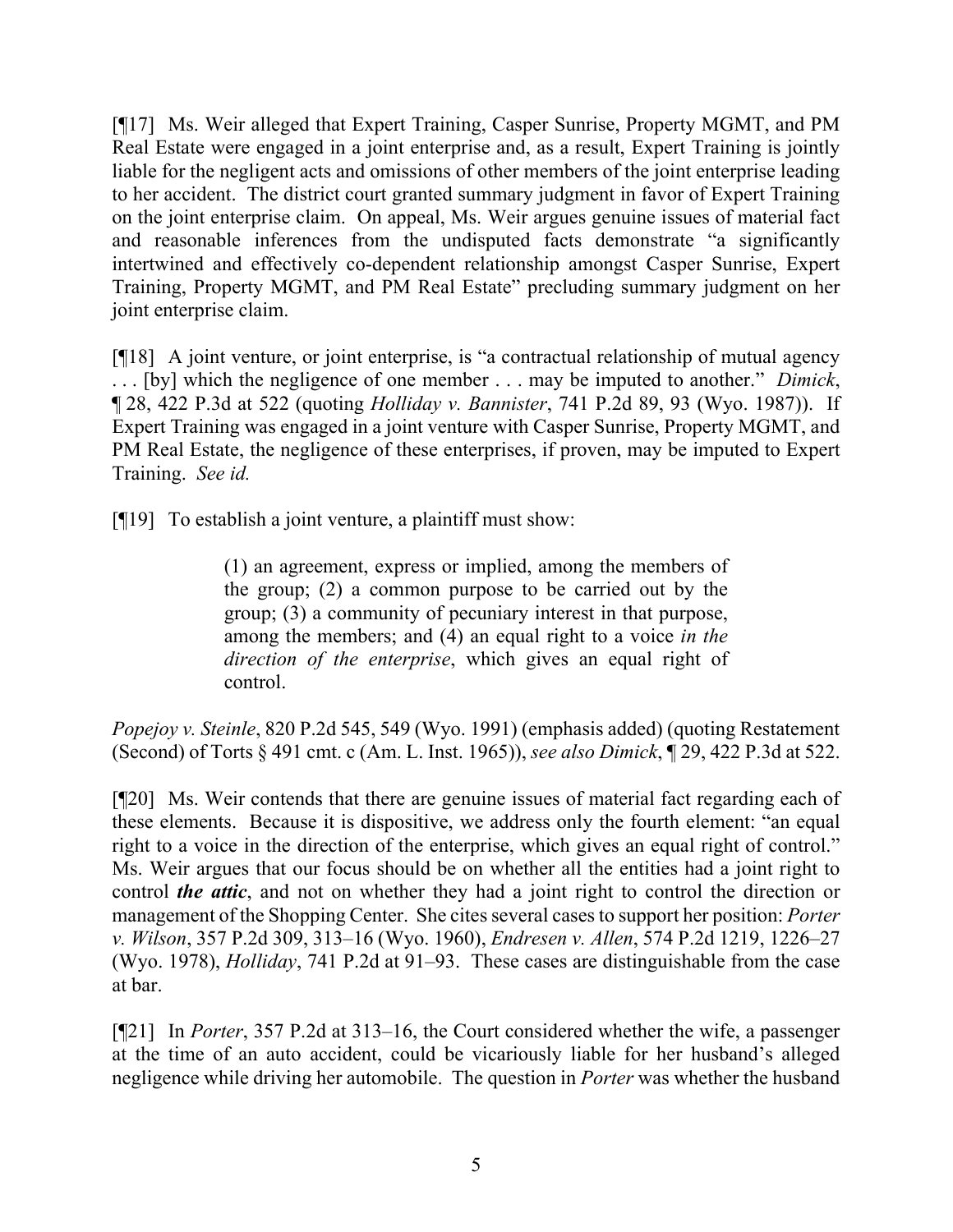[¶17] Ms. Weir alleged that Expert Training, Casper Sunrise, Property MGMT, and PM Real Estate were engaged in a joint enterprise and, as a result, Expert Training is jointly liable for the negligent acts and omissions of other members of the joint enterprise leading to her accident. The district court granted summary judgment in favor of Expert Training on the joint enterprise claim. On appeal, Ms. Weir argues genuine issues of material fact and reasonable inferences from the undisputed facts demonstrate "a significantly intertwined and effectively co-dependent relationship amongst Casper Sunrise, Expert Training, Property MGMT, and PM Real Estate" precluding summary judgment on her joint enterprise claim.

[¶18] A joint venture, or joint enterprise, is "a contractual relationship of mutual agency . . . [by] which the negligence of one member . . . may be imputed to another." *Dimick*, ¶ 28, 422 P.3d at 522 (quoting *Holliday v. Bannister*, 741 P.2d 89, 93 (Wyo. 1987)). If Expert Training was engaged in a joint venture with Casper Sunrise, Property MGMT, and PM Real Estate, the negligence of these enterprises, if proven, may be imputed to Expert Training. *See id.*

[¶19] To establish a joint venture, a plaintiff must show:

> (1) an agreement, express or implied, among the members of the group; (2) a common purpose to be carried out by the group; (3) a community of pecuniary interest in that purpose, among the members; and (4) an equal right to a voice *in the direction of the enterprise*, which gives an equal right of control.

*Popejoy v. Steinle*, 820 P.2d 545, 549 (Wyo. 1991) (emphasis added) (quoting Restatement (Second) of Torts § 491 cmt. c (Am. L. Inst. 1965)), *see also Dimick*, ¶ 29, 422 P.3d at 522.

[¶20] Ms. Weir contends that there are genuine issues of material fact regarding each of these elements. Because it is dispositive, we address only the fourth element: "an equal right to a voice in the direction of the enterprise, which gives an equal right of control." Ms. Weir argues that our focus should be on whether all the entities had a joint right to control ***the attic***, and not on whether they had a joint right to control the direction or management of the Shopping Center. She cites several cases to support her position: *Porter v. Wilson*, 357 P.2d 309, 313–16 (Wyo. 1960), *Endresen v. Allen*, 574 P.2d 1219, 1226–27 (Wyo. 1978), *Holliday*, 741 P.2d at 91–93. These cases are distinguishable from the case at bar.

[¶21] In *Porter*, 357 P.2d at 313–16, the Court considered whether the wife, a passenger at the time of an auto accident, could be vicariously liable for her husband's alleged negligence while driving her automobile. The question in *Porter* was whether the husband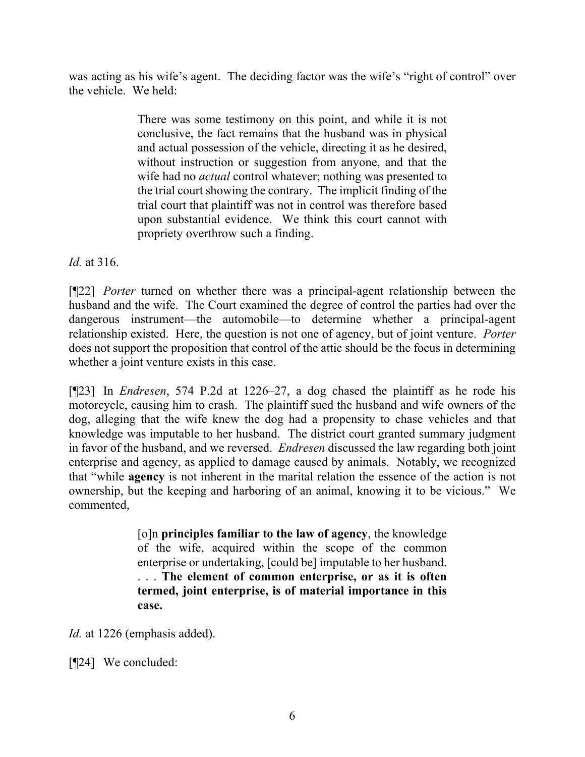was acting as his wife's agent. The deciding factor was the wife's "right of control" over the vehicle. We held:

> There was some testimony on this point, and while it is not conclusive, the fact remains that the husband was in physical and actual possession of the vehicle, directing it as he desired, without instruction or suggestion from anyone, and that the wife had no *actual* control whatever; nothing was presented to the trial court showing the contrary. The implicit finding of the trial court that plaintiff was not in control was therefore based upon substantial evidence. We think this court cannot with propriety overthrow such a finding.

*Id.* at 316.

[¶22] *Porter* turned on whether there was a principal-agent relationship between the husband and the wife. The Court examined the degree of control the parties had over the dangerous instrument—the automobile—to determine whether a principal-agent relationship existed. Here, the question is not one of agency, but of joint venture. *Porter* does not support the proposition that control of the attic should be the focus in determining whether a joint venture exists in this case.

[¶23] In *Endresen*, 574 P.2d at 1226–27, a dog chased the plaintiff as he rode his motorcycle, causing him to crash. The plaintiff sued the husband and wife owners of the dog, alleging that the wife knew the dog had a propensity to chase vehicles and that knowledge was imputable to her husband. The district court granted summary judgment in favor of the husband, and we reversed. *Endresen* discussed the law regarding both joint enterprise and agency, as applied to damage caused by animals. Notably, we recognized that "while **agency** is not inherent in the marital relation the essence of the action is not ownership, but the keeping and harboring of an animal, knowing it to be vicious." We commented,

> [o]n **principles familiar to the law of agency**, the knowledge of the wife, acquired within the scope of the common enterprise or undertaking, [could be] imputable to her husband. . . . **The element of common enterprise, or as it is often termed, joint enterprise, is of material importance in this case.**

*Id.* at 1226 (emphasis added).

[¶24] We concluded: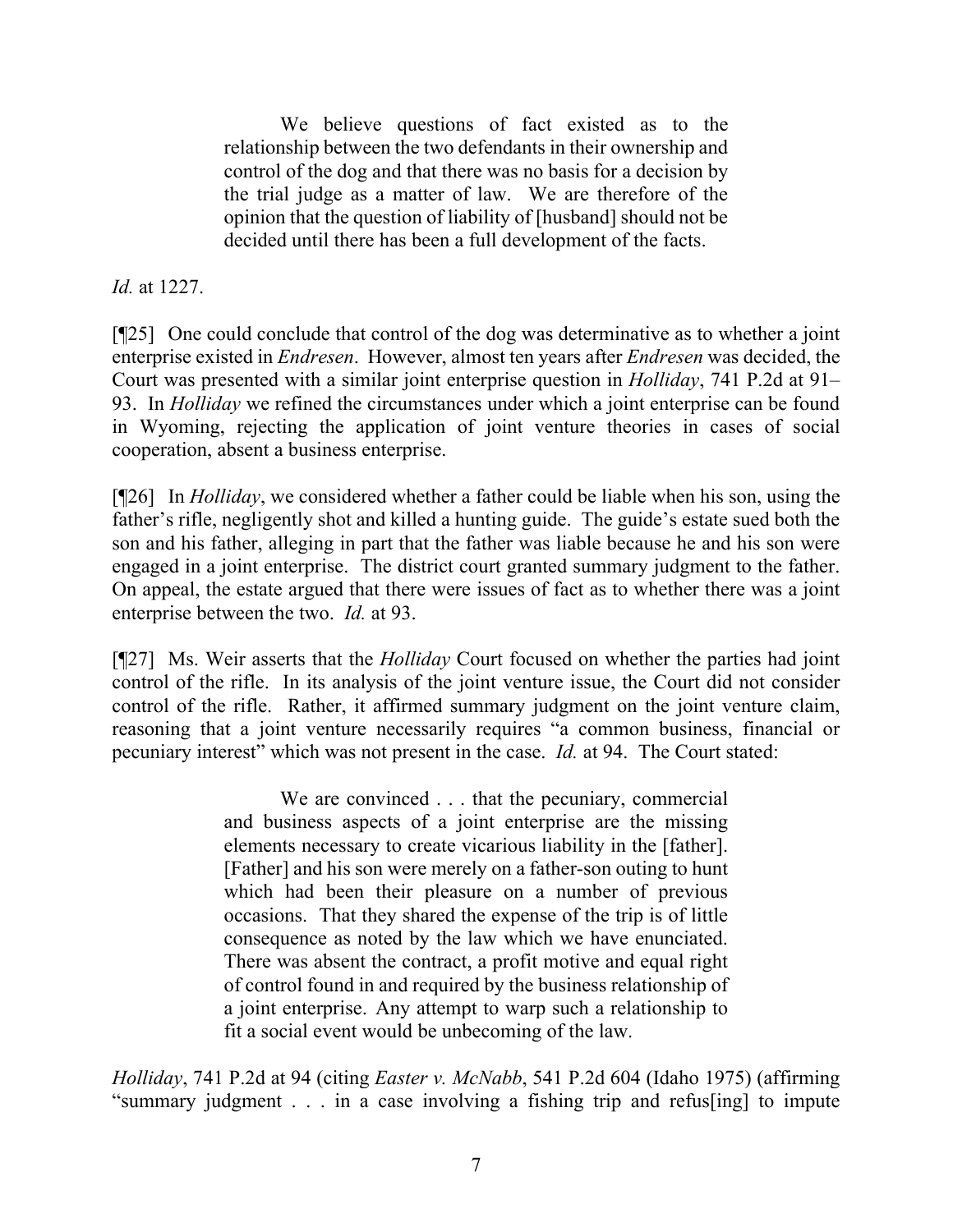> We believe questions of fact existed as to the relationship between the two defendants in their ownership and control of the dog and that there was no basis for a decision by the trial judge as a matter of law. We are therefore of the opinion that the question of liability of [husband] should not be decided until there has been a full development of the facts.

*Id.* at 1227.

[¶25] One could conclude that control of the dog was determinative as to whether a joint enterprise existed in *Endresen*. However, almost ten years after *Endresen* was decided, the Court was presented with a similar joint enterprise question in *Holliday*, 741 P.2d at 91–93. In *Holliday* we refined the circumstances under which a joint enterprise can be found in Wyoming, rejecting the application of joint venture theories in cases of social cooperation, absent a business enterprise.

[¶26] In *Holliday*, we considered whether a father could be liable when his son, using the father's rifle, negligently shot and killed a hunting guide. The guide's estate sued both the son and his father, alleging in part that the father was liable because he and his son were engaged in a joint enterprise. The district court granted summary judgment to the father. On appeal, the estate argued that there were issues of fact as to whether there was a joint enterprise between the two. *Id.* at 93.

[¶27] Ms. Weir asserts that the *Holliday* Court focused on whether the parties had joint control of the rifle. In its analysis of the joint venture issue, the Court did not consider control of the rifle. Rather, it affirmed summary judgment on the joint venture claim, reasoning that a joint venture necessarily requires "a common business, financial or pecuniary interest" which was not present in the case. *Id.* at 94. The Court stated:

> We are convinced . . . that the pecuniary, commercial and business aspects of a joint enterprise are the missing elements necessary to create vicarious liability in the [father]. [Father] and his son were merely on a father-son outing to hunt which had been their pleasure on a number of previous occasions. That they shared the expense of the trip is of little consequence as noted by the law which we have enunciated. There was absent the contract, a profit motive and equal right of control found in and required by the business relationship of a joint enterprise. Any attempt to warp such a relationship to fit a social event would be unbecoming of the law.

*Holliday*, 741 P.2d at 94 (citing *Easter v. McNabb*, 541 P.2d 604 (Idaho 1975) (affirming "summary judgment . . . in a case involving a fishing trip and refus[ing] to impute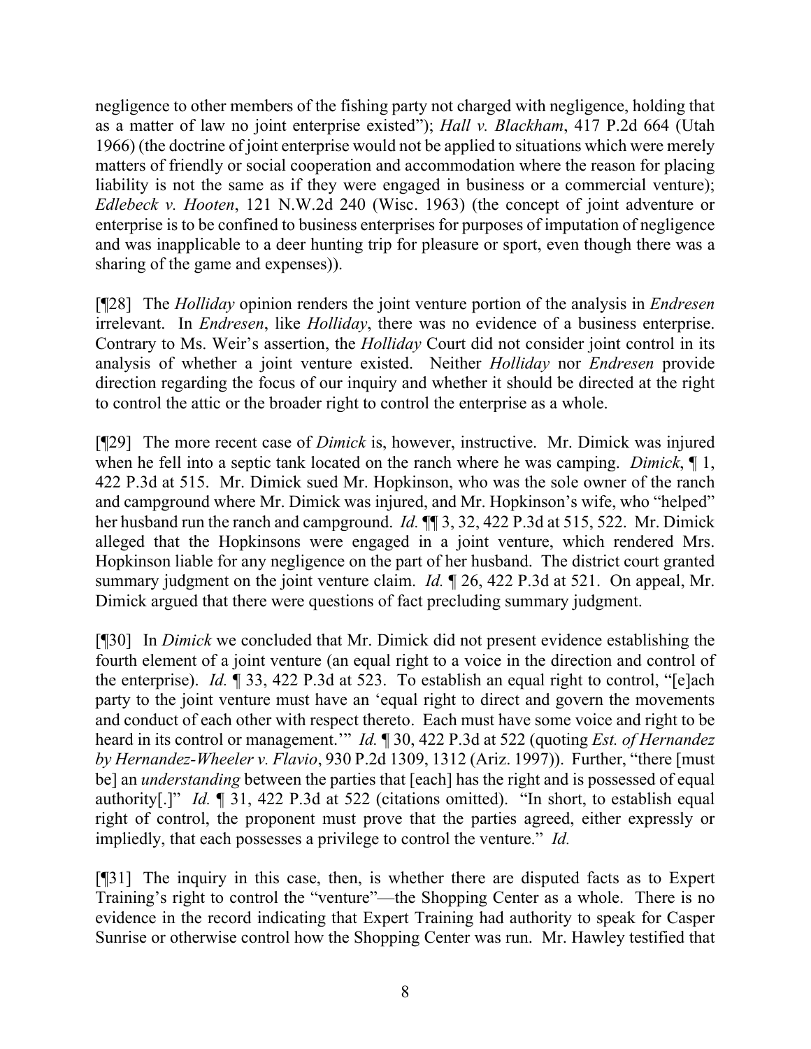negligence to other members of the fishing party not charged with negligence, holding that as a matter of law no joint enterprise existed"); *Hall v. Blackham*, 417 P.2d 664 (Utah 1966) (the doctrine of joint enterprise would not be applied to situations which were merely matters of friendly or social cooperation and accommodation where the reason for placing liability is not the same as if they were engaged in business or a commercial venture); *Edlebeck v. Hooten*, 121 N.W.2d 240 (Wisc. 1963) (the concept of joint adventure or enterprise is to be confined to business enterprises for purposes of imputation of negligence and was inapplicable to a deer hunting trip for pleasure or sport, even though there was a sharing of the game and expenses)).

[¶28] The *Holliday* opinion renders the joint venture portion of the analysis in *Endresen* irrelevant. In *Endresen*, like *Holliday*, there was no evidence of a business enterprise. Contrary to Ms. Weir's assertion, the *Holliday* Court did not consider joint control in its analysis of whether a joint venture existed. Neither *Holliday* nor *Endresen* provide direction regarding the focus of our inquiry and whether it should be directed at the right to control the attic or the broader right to control the enterprise as a whole.

[¶29] The more recent case of *Dimick* is, however, instructive. Mr. Dimick was injured when he fell into a septic tank located on the ranch where he was camping. *Dimick*, ¶ 1, 422 P.3d at 515. Mr. Dimick sued Mr. Hopkinson, who was the sole owner of the ranch and campground where Mr. Dimick was injured, and Mr. Hopkinson's wife, who "helped" her husband run the ranch and campground. *Id.* ¶¶ 3, 32, 422 P.3d at 515, 522. Mr. Dimick alleged that the Hopkinsons were engaged in a joint venture, which rendered Mrs. Hopkinson liable for any negligence on the part of her husband. The district court granted summary judgment on the joint venture claim. *Id.* ¶ 26, 422 P.3d at 521. On appeal, Mr. Dimick argued that there were questions of fact precluding summary judgment.

[¶30] In *Dimick* we concluded that Mr. Dimick did not present evidence establishing the fourth element of a joint venture (an equal right to a voice in the direction and control of the enterprise). *Id.* ¶ 33, 422 P.3d at 523. To establish an equal right to control, "[e]ach party to the joint venture must have an 'equal right to direct and govern the movements and conduct of each other with respect thereto. Each must have some voice and right to be heard in its control or management.'" *Id.* ¶ 30, 422 P.3d at 522 (quoting *Est. of Hernandez by Hernandez-Wheeler v. Flavio*, 930 P.2d 1309, 1312 (Ariz. 1997)). Further, "there [must be] an *understanding* between the parties that [each] has the right and is possessed of equal authority[.]" *Id.* ¶ 31, 422 P.3d at 522 (citations omitted). "In short, to establish equal right of control, the proponent must prove that the parties agreed, either expressly or impliedly, that each possesses a privilege to control the venture." *Id.*

[¶31] The inquiry in this case, then, is whether there are disputed facts as to Expert Training's right to control the "venture"—the Shopping Center as a whole. There is no evidence in the record indicating that Expert Training had authority to speak for Casper Sunrise or otherwise control how the Shopping Center was run. Mr. Hawley testified that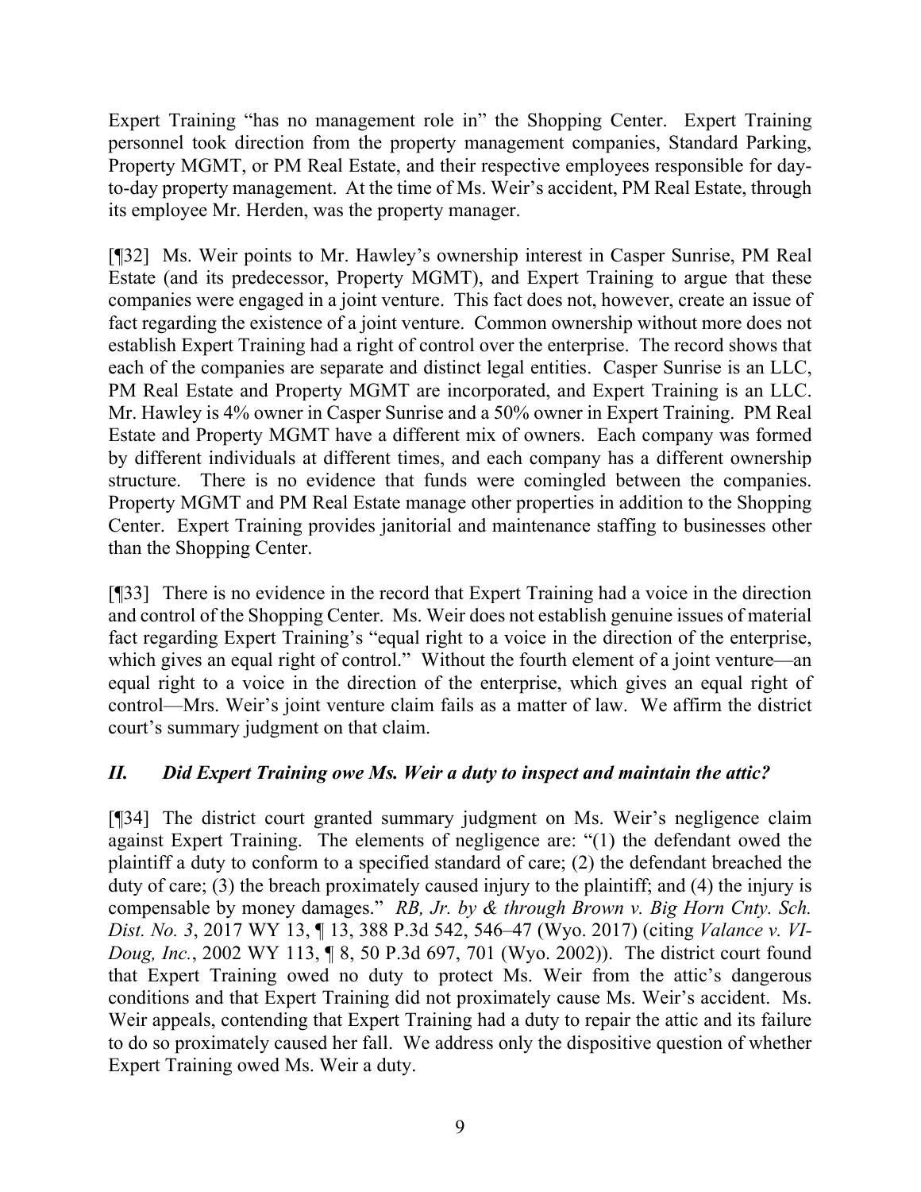Expert Training "has no management role in" the Shopping Center. Expert Training personnel took direction from the property management companies, Standard Parking, Property MGMT, or PM Real Estate, and their respective employees responsible for day-to-day property management. At the time of Ms. Weir's accident, PM Real Estate, through its employee Mr. Herden, was the property manager.

[¶32] Ms. Weir points to Mr. Hawley's ownership interest in Casper Sunrise, PM Real Estate (and its predecessor, Property MGMT), and Expert Training to argue that these companies were engaged in a joint venture. This fact does not, however, create an issue of fact regarding the existence of a joint venture. Common ownership without more does not establish Expert Training had a right of control over the enterprise. The record shows that each of the companies are separate and distinct legal entities. Casper Sunrise is an LLC, PM Real Estate and Property MGMT are incorporated, and Expert Training is an LLC. Mr. Hawley is 4% owner in Casper Sunrise and a 50% owner in Expert Training. PM Real Estate and Property MGMT have a different mix of owners. Each company was formed by different individuals at different times, and each company has a different ownership structure. There is no evidence that funds were comingled between the companies. Property MGMT and PM Real Estate manage other properties in addition to the Shopping Center. Expert Training provides janitorial and maintenance staffing to businesses other than the Shopping Center.

[¶33] There is no evidence in the record that Expert Training had a voice in the direction and control of the Shopping Center. Ms. Weir does not establish genuine issues of material fact regarding Expert Training's "equal right to a voice in the direction of the enterprise, which gives an equal right of control." Without the fourth element of a joint venture—an equal right to a voice in the direction of the enterprise, which gives an equal right of control—Mrs. Weir's joint venture claim fails as a matter of law. We affirm the district court's summary judgment on that claim.

## *II. Did Expert Training owe Ms. Weir a duty to inspect and maintain the attic?*

[¶34] The district court granted summary judgment on Ms. Weir's negligence claim against Expert Training. The elements of negligence are: "(1) the defendant owed the plaintiff a duty to conform to a specified standard of care; (2) the defendant breached the duty of care; (3) the breach proximately caused injury to the plaintiff; and (4) the injury is compensable by money damages." *RB, Jr. by & through Brown v. Big Horn Cnty. Sch. Dist. No. 3*, 2017 WY 13, ¶ 13, 388 P.3d 542, 546–47 (Wyo. 2017) (citing *Valance v. VI-Doug, Inc.*, 2002 WY 113, ¶ 8, 50 P.3d 697, 701 (Wyo. 2002)). The district court found that Expert Training owed no duty to protect Ms. Weir from the attic's dangerous conditions and that Expert Training did not proximately cause Ms. Weir's accident. Ms. Weir appeals, contending that Expert Training had a duty to repair the attic and its failure to do so proximately caused her fall. We address only the dispositive question of whether Expert Training owed Ms. Weir a duty.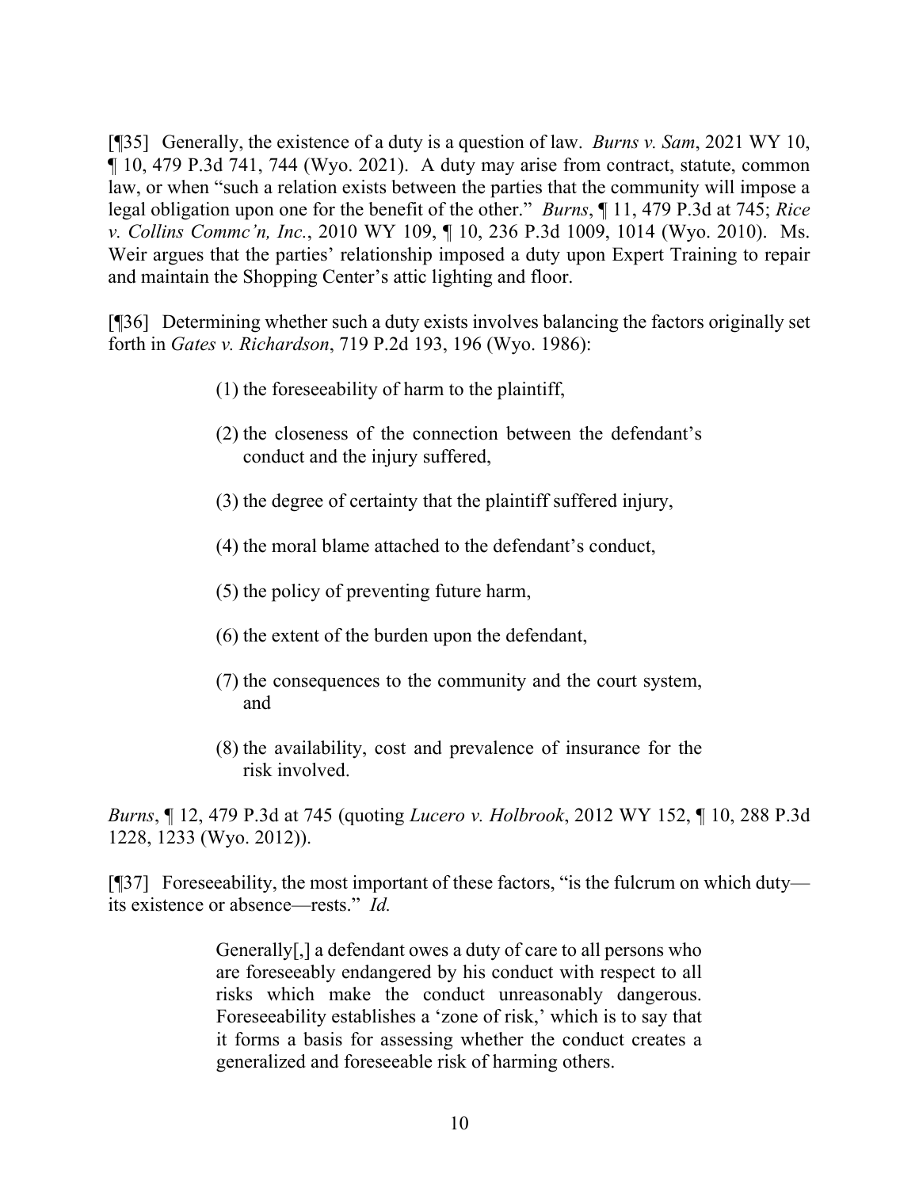[¶35] Generally, the existence of a duty is a question of law. *Burns v. Sam*, 2021 WY 10, ¶ 10, 479 P.3d 741, 744 (Wyo. 2021). A duty may arise from contract, statute, common law, or when "such a relation exists between the parties that the community will impose a legal obligation upon one for the benefit of the other." *Burns*, ¶ 11, 479 P.3d at 745; *Rice v. Collins Commc'n, Inc.*, 2010 WY 109, ¶ 10, 236 P.3d 1009, 1014 (Wyo. 2010). Ms. Weir argues that the parties' relationship imposed a duty upon Expert Training to repair and maintain the Shopping Center's attic lighting and floor.

[¶36] Determining whether such a duty exists involves balancing the factors originally set forth in *Gates v. Richardson*, 719 P.2d 193, 196 (Wyo. 1986):

> (1) the foreseeability of harm to the plaintiff,
>
> (2) the closeness of the connection between the defendant's conduct and the injury suffered,
>
> (3) the degree of certainty that the plaintiff suffered injury,
>
> (4) the moral blame attached to the defendant's conduct,
>
> (5) the policy of preventing future harm,
>
> (6) the extent of the burden upon the defendant,
>
> (7) the consequences to the community and the court system, and
>
> (8) the availability, cost and prevalence of insurance for the risk involved.

*Burns*, ¶ 12, 479 P.3d at 745 (quoting *Lucero v. Holbrook*, 2012 WY 152, ¶ 10, 288 P.3d 1228, 1233 (Wyo. 2012)).

[¶37] Foreseeability, the most important of these factors, "is the fulcrum on which duty—its existence or absence—rests." *Id.*

> Generally[,] a defendant owes a duty of care to all persons who are foreseeably endangered by his conduct with respect to all risks which make the conduct unreasonably dangerous. Foreseeability establishes a 'zone of risk,' which is to say that it forms a basis for assessing whether the conduct creates a generalized and foreseeable risk of harming others.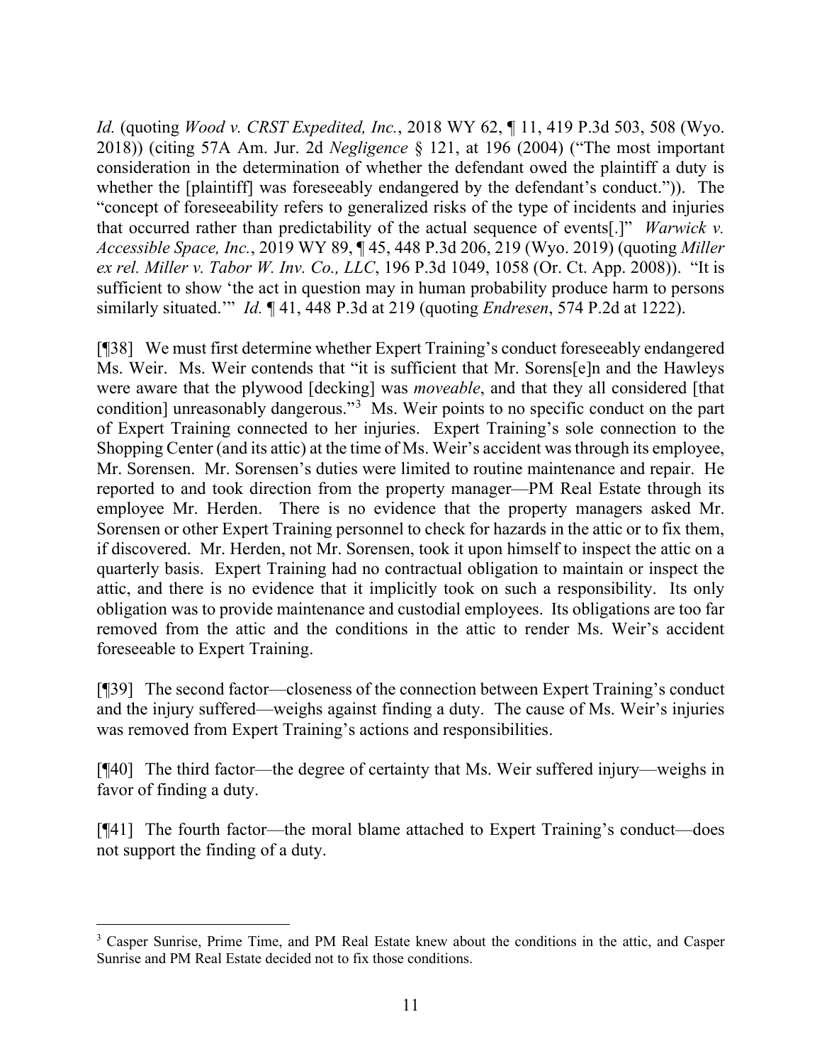*Id.* (quoting *Wood v. CRST Expedited, Inc.*, 2018 WY 62, ¶ 11, 419 P.3d 503, 508 (Wyo. 2018)) (citing 57A Am. Jur. 2d *Negligence* § 121, at 196 (2004) ("The most important consideration in the determination of whether the defendant owed the plaintiff a duty is whether the [plaintiff] was foreseeably endangered by the defendant's conduct.")). The "concept of foreseeability refers to generalized risks of the type of incidents and injuries that occurred rather than predictability of the actual sequence of events[.]" *Warwick v. Accessible Space, Inc.*, 2019 WY 89, ¶ 45, 448 P.3d 206, 219 (Wyo. 2019) (quoting *Miller ex rel. Miller v. Tabor W. Inv. Co., LLC*, 196 P.3d 1049, 1058 (Or. Ct. App. 2008)). "It is sufficient to show 'the act in question may in human probability produce harm to persons similarly situated.'" *Id.* ¶ 41, 448 P.3d at 219 (quoting *Endresen*, 574 P.2d at 1222).

[¶38] We must first determine whether Expert Training's conduct foreseeably endangered Ms. Weir. Ms. Weir contends that "it is sufficient that Mr. Sorens[e]n and the Hawleys were aware that the plywood [decking] was *moveable*, and that they all considered [that condition] unreasonably dangerous."[3] Ms. Weir points to no specific conduct on the part of Expert Training connected to her injuries. Expert Training's sole connection to the Shopping Center (and its attic) at the time of Ms. Weir's accident was through its employee, Mr. Sorensen. Mr. Sorensen's duties were limited to routine maintenance and repair. He reported to and took direction from the property manager—PM Real Estate through its employee Mr. Herden. There is no evidence that the property managers asked Mr. Sorensen or other Expert Training personnel to check for hazards in the attic or to fix them, if discovered. Mr. Herden, not Mr. Sorensen, took it upon himself to inspect the attic on a quarterly basis. Expert Training had no contractual obligation to maintain or inspect the attic, and there is no evidence that it implicitly took on such a responsibility. Its only obligation was to provide maintenance and custodial employees. Its obligations are too far removed from the attic and the conditions in the attic to render Ms. Weir's accident foreseeable to Expert Training.

[¶39] The second factor—closeness of the connection between Expert Training's conduct and the injury suffered—weighs against finding a duty. The cause of Ms. Weir's injuries was removed from Expert Training's actions and responsibilities.

[¶40] The third factor—the degree of certainty that Ms. Weir suffered injury—weighs in favor of finding a duty.

[¶41] The fourth factor—the moral blame attached to Expert Training's conduct—does not support the finding of a duty.

---

[3] Casper Sunrise, Prime Time, and PM Real Estate knew about the conditions in the attic, and Casper Sunrise and PM Real Estate decided not to fix those conditions.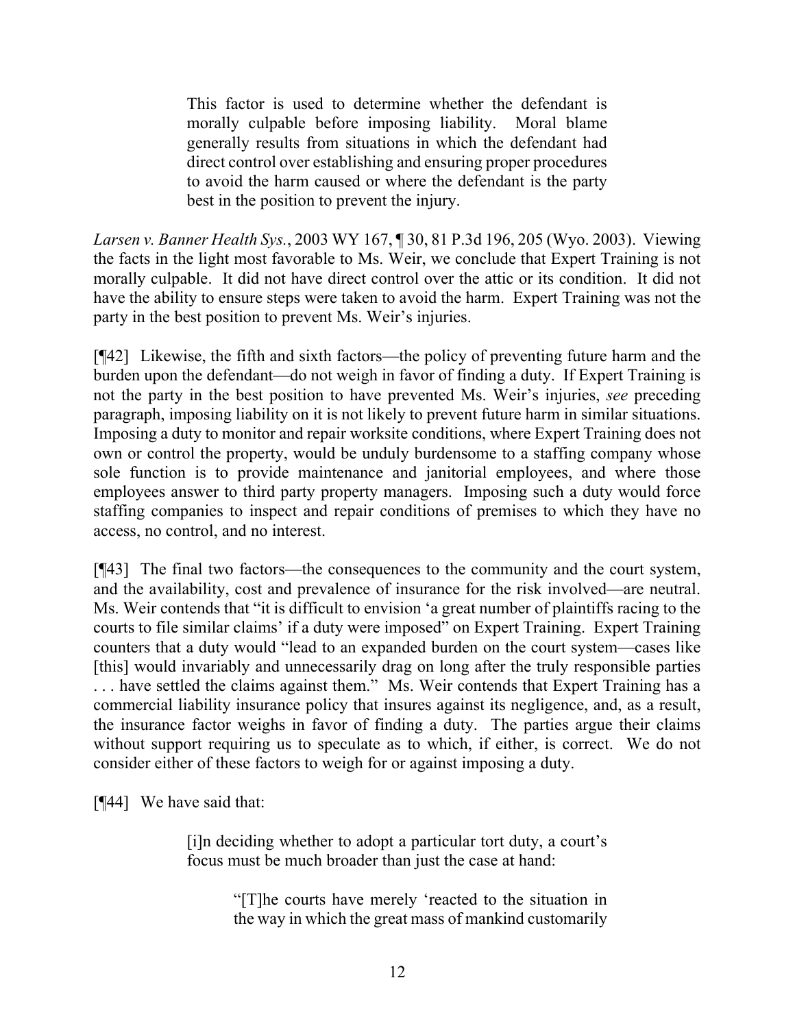> This factor is used to determine whether the defendant is morally culpable before imposing liability. Moral blame generally results from situations in which the defendant had direct control over establishing and ensuring proper procedures to avoid the harm caused or where the defendant is the party best in the position to prevent the injury.

*Larsen v. Banner Health Sys.*, 2003 WY 167, ¶ 30, 81 P.3d 196, 205 (Wyo. 2003). Viewing the facts in the light most favorable to Ms. Weir, we conclude that Expert Training is not morally culpable. It did not have direct control over the attic or its condition. It did not have the ability to ensure steps were taken to avoid the harm. Expert Training was not the party in the best position to prevent Ms. Weir's injuries.

[¶42] Likewise, the fifth and sixth factors—the policy of preventing future harm and the burden upon the defendant—do not weigh in favor of finding a duty. If Expert Training is not the party in the best position to have prevented Ms. Weir's injuries, *see* preceding paragraph, imposing liability on it is not likely to prevent future harm in similar situations. Imposing a duty to monitor and repair worksite conditions, where Expert Training does not own or control the property, would be unduly burdensome to a staffing company whose sole function is to provide maintenance and janitorial employees, and where those employees answer to third party property managers. Imposing such a duty would force staffing companies to inspect and repair conditions of premises to which they have no access, no control, and no interest.

[¶43] The final two factors—the consequences to the community and the court system, and the availability, cost and prevalence of insurance for the risk involved—are neutral. Ms. Weir contends that "it is difficult to envision 'a great number of plaintiffs racing to the courts to file similar claims' if a duty were imposed" on Expert Training. Expert Training counters that a duty would "lead to an expanded burden on the court system—cases like [this] would invariably and unnecessarily drag on long after the truly responsible parties . . . have settled the claims against them." Ms. Weir contends that Expert Training has a commercial liability insurance policy that insures against its negligence, and, as a result, the insurance factor weighs in favor of finding a duty. The parties argue their claims without support requiring us to speculate as to which, if either, is correct. We do not consider either of these factors to weigh for or against imposing a duty.

[¶44] We have said that:

> [i]n deciding whether to adopt a particular tort duty, a court's focus must be much broader than just the case at hand:
>
> > "[T]he courts have merely 'reacted to the situation in the way in which the great mass of mankind customarily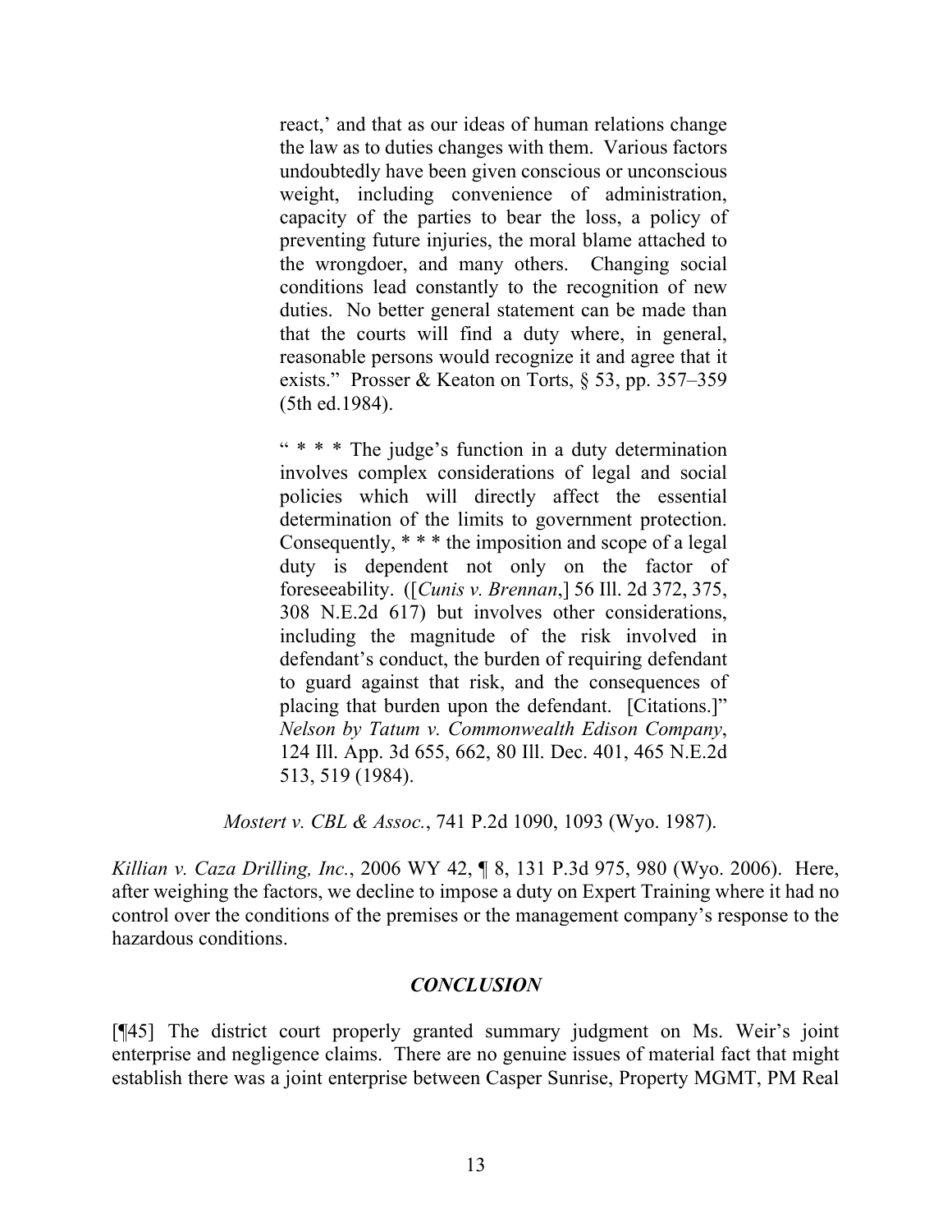> react,' and that as our ideas of human relations change the law as to duties changes with them. Various factors undoubtedly have been given conscious or unconscious weight, including convenience of administration, capacity of the parties to bear the loss, a policy of preventing future injuries, the moral blame attached to the wrongdoer, and many others. Changing social conditions lead constantly to the recognition of new duties. No better general statement can be made than that the courts will find a duty where, in general, reasonable persons would recognize it and agree that it exists." Prosser & Keaton on Torts, § 53, pp. 357–359 (5th ed.1984).
>
> " * * * The judge's function in a duty determination involves complex considerations of legal and social policies which will directly affect the essential determination of the limits to government protection. Consequently, * * * the imposition and scope of a legal duty is dependent not only on the factor of foreseeability. ([*Cunis v. Brennan*,] 56 Ill. 2d 372, 375, 308 N.E.2d 617) but involves other considerations, including the magnitude of the risk involved in defendant's conduct, the burden of requiring defendant to guard against that risk, and the consequences of placing that burden upon the defendant. [Citations.]" *Nelson by Tatum v. Commonwealth Edison Company*, 124 Ill. App. 3d 655, 662, 80 Ill. Dec. 401, 465 N.E.2d 513, 519 (1984).

*Mostert v. CBL & Assoc.*, 741 P.2d 1090, 1093 (Wyo. 1987).

*Killian v. Caza Drilling, Inc.*, 2006 WY 42, ¶ 8, 131 P.3d 975, 980 (Wyo. 2006). Here, after weighing the factors, we decline to impose a duty on Expert Training where it had no control over the conditions of the premises or the management company's response to the hazardous conditions.

## *CONCLUSION*

[¶45] The district court properly granted summary judgment on Ms. Weir's joint enterprise and negligence claims. There are no genuine issues of material fact that might establish there was a joint enterprise between Casper Sunrise, Property MGMT, PM Real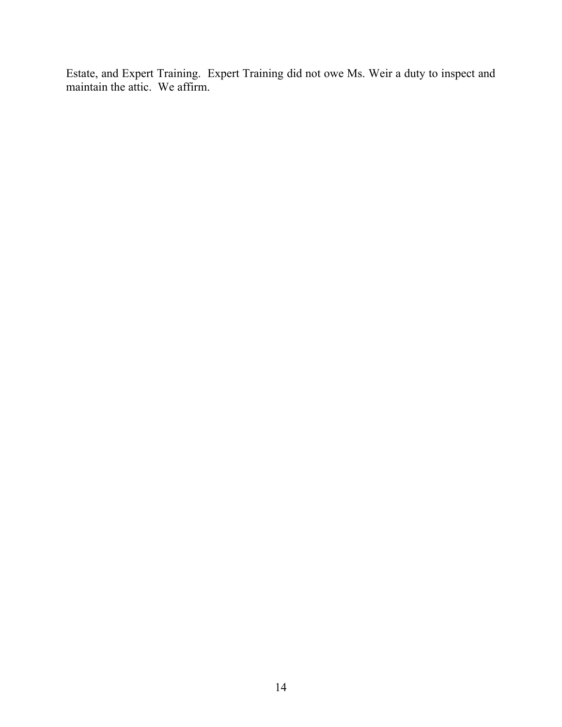Estate, and Expert Training. Expert Training did not owe Ms. Weir a duty to inspect and maintain the attic. We affirm.